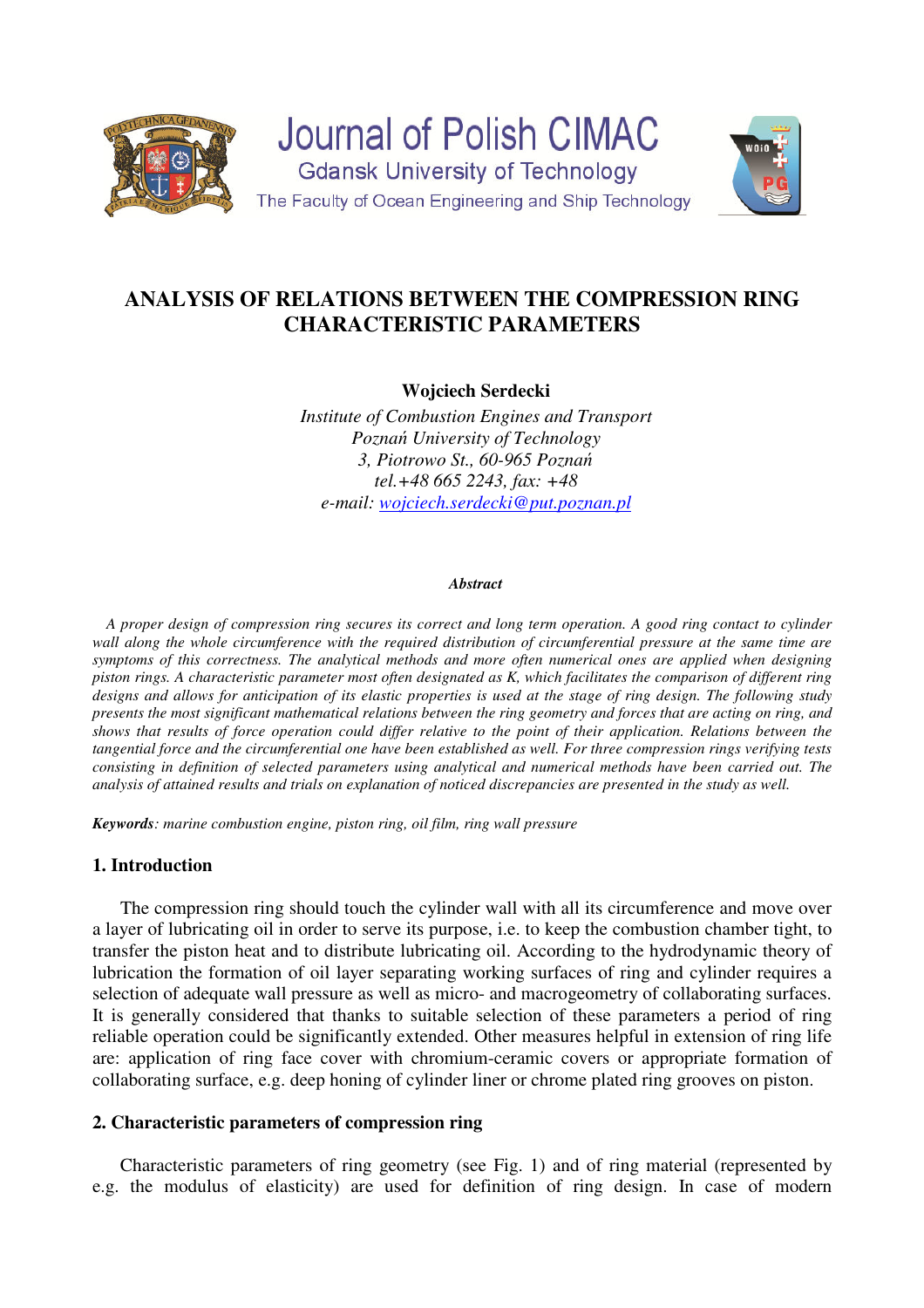Journal of Polish CIMAC

Gdansk University of Technology

The Faculty of Ocean Engineering and Ship Technology

# ANALYSIS OF RELATIONS BETWEEN THE COMPRESSION RING CHARACTERISTIC PARAMETERS

**Wojciech Serdecki**

*Institute of Combustion Engines and Transport*
*Poznań University of Technology*
*3, Piotrowo St., 60-965 Poznań*
*tel.+48 665 2243, fax: +48*
*e-mail: wojciech.serdecki@put.poznan.pl*

***Abstract***

*A proper design of compression ring secures its correct and long term operation. A good ring contact to cylinder wall along the whole circumference with the required distribution of circumferential pressure at the same time are symptoms of this correctness. The analytical methods and more often numerical ones are applied when designing piston rings. A characteristic parameter most often designated as K, which facilitates the comparison of different ring designs and allows for anticipation of its elastic properties is used at the stage of ring design. The following study presents the most significant mathematical relations between the ring geometry and forces that are acting on ring, and shows that results of force operation could differ relative to the point of their application. Relations between the tangential force and the circumferential one have been established as well. For three compression rings verifying tests consisting in definition of selected parameters using analytical and numerical methods have been carried out. The analysis of attained results and trials on explanation of noticed discrepancies are presented in the study as well.*

***Keywords****: marine combustion engine, piston ring, oil film, ring wall pressure*

## 1. Introduction

The compression ring should touch the cylinder wall with all its circumference and move over a layer of lubricating oil in order to serve its purpose, i.e. to keep the combustion chamber tight, to transfer the piston heat and to distribute lubricating oil. According to the hydrodynamic theory of lubrication the formation of oil layer separating working surfaces of ring and cylinder requires a selection of adequate wall pressure as well as micro- and macrogeometry of collaborating surfaces. It is generally considered that thanks to suitable selection of these parameters a period of ring reliable operation could be significantly extended. Other measures helpful in extension of ring life are: application of ring face cover with chromium-ceramic covers or appropriate formation of collaborating surface, e.g. deep honing of cylinder liner or chrome plated ring grooves on piston.

## 2. Characteristic parameters of compression ring

Characteristic parameters of ring geometry (see Fig. 1) and of ring material (represented by e.g. the modulus of elasticity) are used for definition of ring design. In case of modern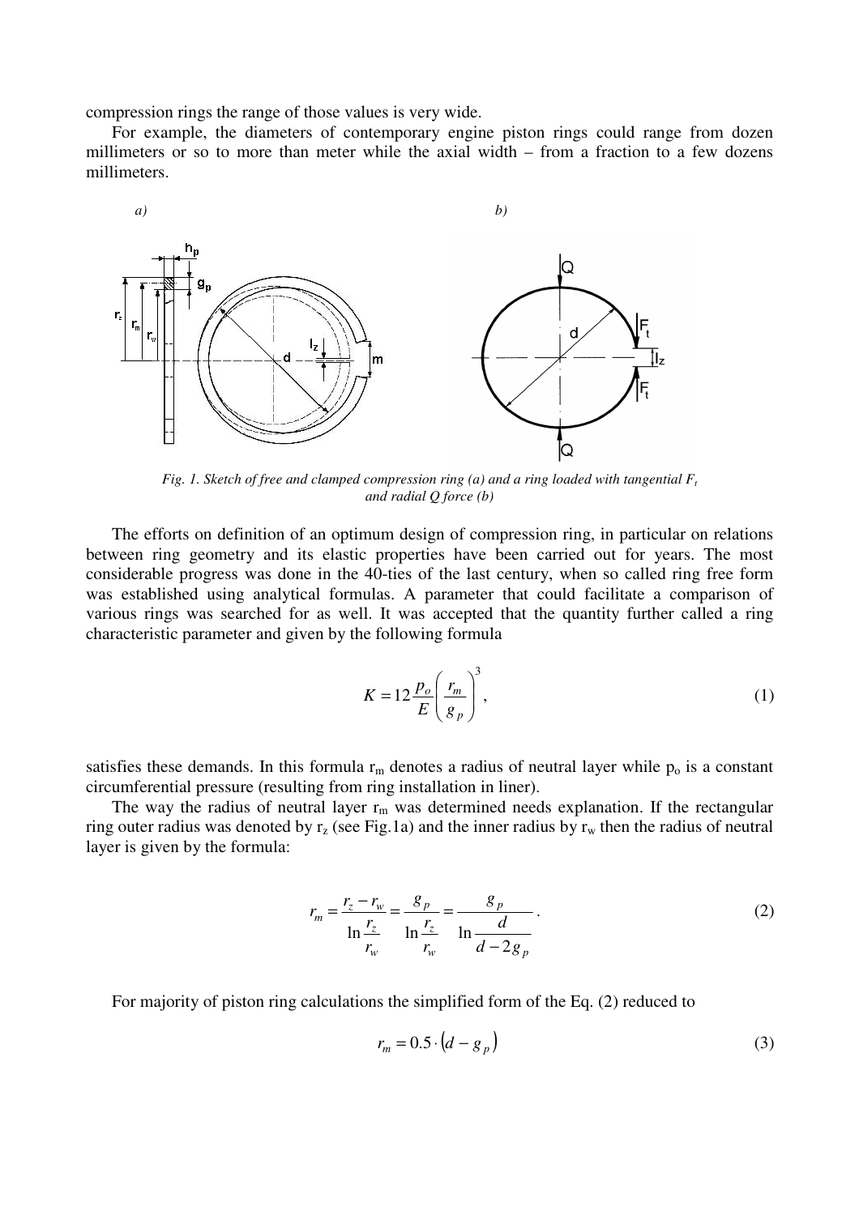compression rings the range of those values is very wide.

For example, the diameters of contemporary engine piston rings could range from dozen millimeters or so to more than meter while the axial width – from a fraction to a few dozens millimeters.

*Fig. 1. Sketch of free and clamped compression ring (a) and a ring loaded with tangential $F_t$ and radial Q force (b)*

The efforts on definition of an optimum design of compression ring, in particular on relations between ring geometry and its elastic properties have been carried out for years. The most considerable progress was done in the 40-ties of the last century, when so called ring free form was established using analytical formulas. A parameter that could facilitate a comparison of various rings was searched for as well. It was accepted that the quantity further called a ring characteristic parameter and given by the following formula

$$K = 12\frac{p_o}{E}\left(\frac{r_m}{g_p}\right)^3, \tag{1}$$

satisfies these demands. In this formula $r_m$ denotes a radius of neutral layer while $p_o$ is a constant circumferential pressure (resulting from ring installation in liner).

The way the radius of neutral layer $r_m$ was determined needs explanation. If the rectangular ring outer radius was denoted by $r_z$ (see Fig.1a) and the inner radius by $r_w$ then the radius of neutral layer is given by the formula:

$$r_m = \frac{r_z - r_w}{\ln\frac{r_z}{r_w}} = \frac{g_p}{\ln\frac{r_z}{r_w}} = \frac{g_p}{\ln\frac{d}{d-2g_p}}. \tag{2}$$

For majority of piston ring calculations the simplified form of the Eq. (2) reduced to

$$r_m = 0.5\cdot\left(d - g_p\right) \tag{3}$$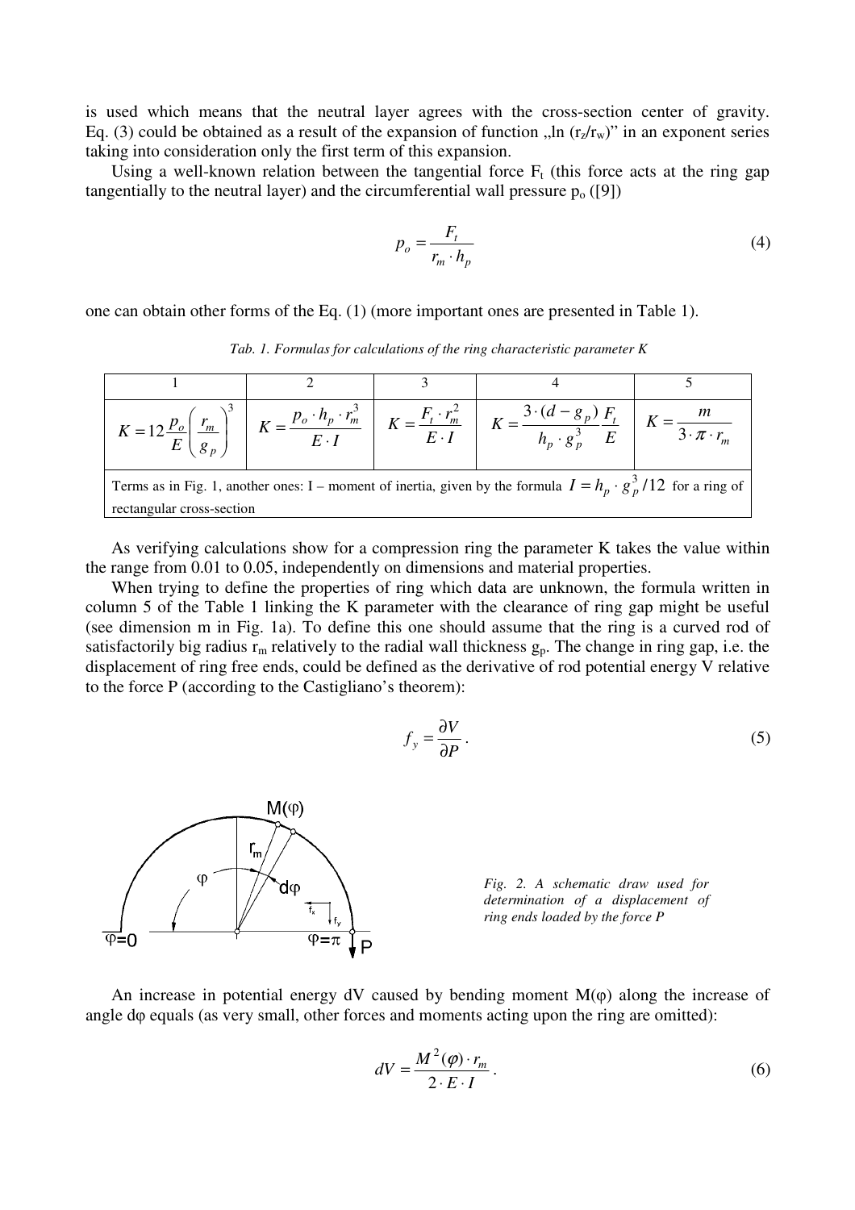is used which means that the neutral layer agrees with the cross-section center of gravity. Eq. (3) could be obtained as a result of the expansion of function „ln $(r_z/r_w)$" in an exponent series taking into consideration only the first term of this expansion.

Using a well-known relation between the tangential force $F_t$ (this force acts at the ring gap tangentially to the neutral layer) and the circumferential wall pressure $p_o$ ([9])

$$p_o = \frac{F_t}{r_m \cdot h_p} \tag{4}$$

one can obtain other forms of the Eq. (1) (more important ones are presented in Table 1).

*Tab. 1. Formulas for calculations of the ring characteristic parameter K*

| 1 | 2 | 3 | 4 | 5 |
|---|---|---|---|---|
| $K = 12\frac{p_o}{E}\left(\frac{r_m}{g_p}\right)^3$ | $K = \frac{p_o \cdot h_p \cdot r_m^3}{E \cdot I}$ | $K = \frac{F_t \cdot r_m^2}{E \cdot I}$ | $K = \frac{3 \cdot (d - g_p)}{h_p \cdot g_p^3}\frac{F_t}{E}$ | $K = \frac{m}{3 \cdot \pi \cdot r_m}$ |
| Terms as in Fig. 1, another ones: I – moment of inertia, given by the formula $I = h_p \cdot g_p^3/12$ for a ring of rectangular cross-section | | | | |

As verifying calculations show for a compression ring the parameter K takes the value within the range from 0.01 to 0.05, independently on dimensions and material properties.

When trying to define the properties of ring which data are unknown, the formula written in column 5 of the Table 1 linking the K parameter with the clearance of ring gap might be useful (see dimension m in Fig. 1a). To define this one should assume that the ring is a curved rod of satisfactorily big radius $r_m$ relatively to the radial wall thickness $g_p$. The change in ring gap, i.e. the displacement of ring free ends, could be defined as the derivative of rod potential energy V relative to the force P (according to the Castigliano's theorem):

$$f_y = \frac{\partial V}{\partial P}. \tag{5}$$

*Fig. 2. A schematic draw used for determination of a displacement of ring ends loaded by the force P*

An increase in potential energy dV caused by bending moment $M(\varphi)$ along the increase of angle $d\varphi$ equals (as very small, other forces and moments acting upon the ring are omitted):

$$dV = \frac{M^2(\varphi) \cdot r_m}{2 \cdot E \cdot I}. \tag{6}$$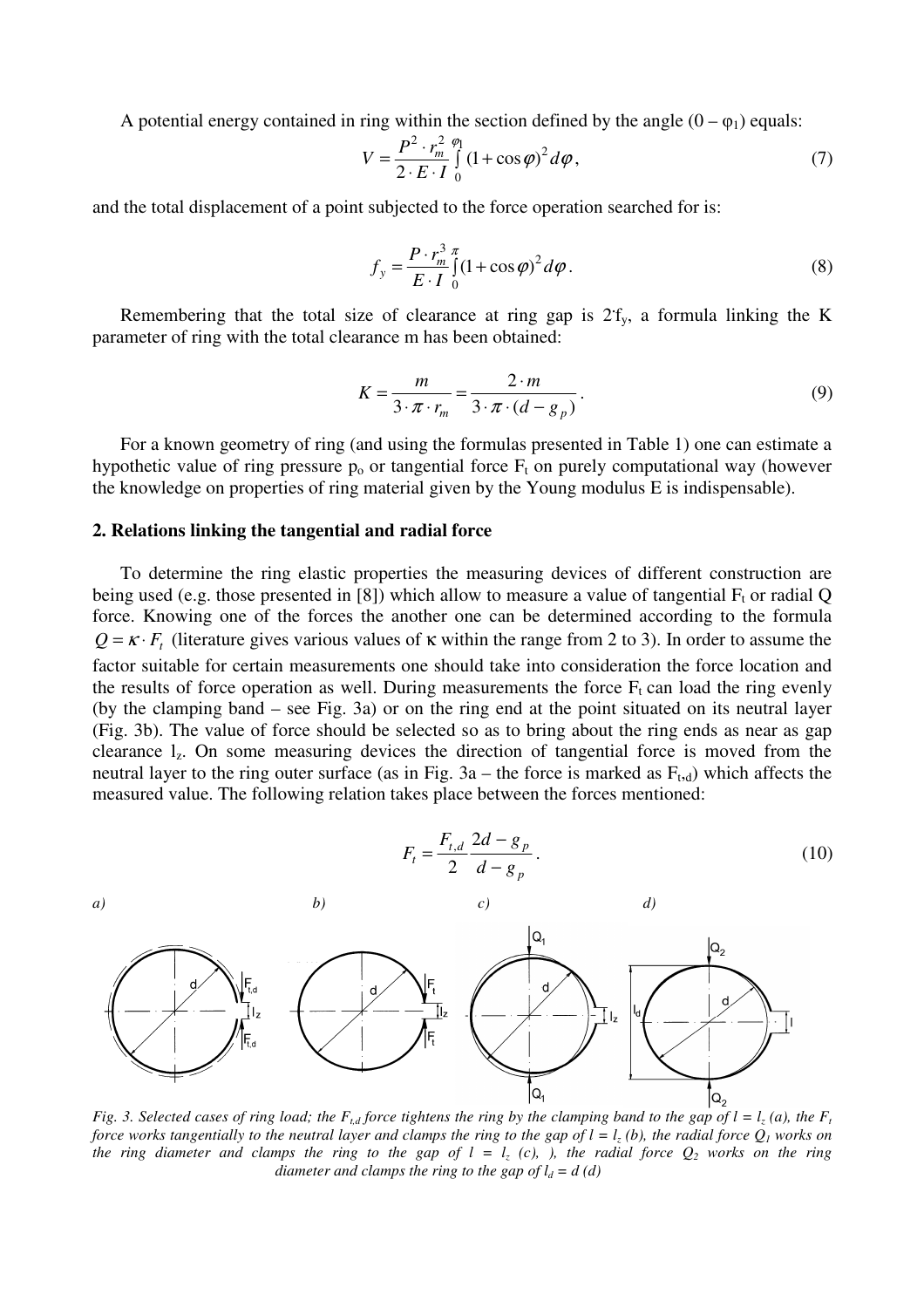A potential energy contained in ring within the section defined by the angle ($0 - \varphi_1$) equals:

$$V = \frac{P^2 \cdot r_m^2}{2 \cdot E \cdot I} \int_0^{\varphi_1} (1+\cos\varphi)^2 d\varphi, \tag{7}$$

and the total displacement of a point subjected to the force operation searched for is:

$$f_y = \frac{P \cdot r_m^3}{E \cdot I} \int_0^{\pi} (1+\cos\varphi)^2 d\varphi. \tag{8}$$

Remembering that the total size of clearance at ring gap is $2 \cdot f_y$, a formula linking the K parameter of ring with the total clearance m has been obtained:

$$K = \frac{m}{3 \cdot \pi \cdot r_m} = \frac{2 \cdot m}{3 \cdot \pi \cdot (d - g_p)}. \tag{9}$$

For a known geometry of ring (and using the formulas presented in Table 1) one can estimate a hypothetic value of ring pressure $p_o$ or tangential force $F_t$ on purely computational way (however the knowledge on properties of ring material given by the Young modulus E is indispensable).

## 2. Relations linking the tangential and radial force

To determine the ring elastic properties the measuring devices of different construction are being used (e.g. those presented in [8]) which allow to measure a value of tangential $F_t$ or radial Q force. Knowing one of the forces the another one can be determined according to the formula $Q = \kappa \cdot F_t$ (literature gives various values of $\kappa$ within the range from 2 to 3). In order to assume the factor suitable for certain measurements one should take into consideration the force location and the results of force operation as well. During measurements the force $F_t$ can load the ring evenly (by the clamping band – see Fig. 3a) or on the ring end at the point situated on its neutral layer (Fig. 3b). The value of force should be selected so as to bring about the ring ends as near as gap clearance $l_z$. On some measuring devices the direction of tangential force is moved from the neutral layer to the ring outer surface (as in Fig. 3a – the force is marked as $F_{t,d}$) which affects the measured value. The following relation takes place between the forces mentioned:

$$F_t = \frac{F_{t,d}}{2} \frac{2d - g_p}{d - g_p}. \tag{10}$$

*Fig. 3. Selected cases of ring load; the $F_{t,d}$ force tightens the ring by the clamping band to the gap of $l = l_z$ (a), the $F_t$ force works tangentially to the neutral layer and clamps the ring to the gap of $l = l_z$ (b), the radial force $Q_1$ works on the ring diameter and clamps the ring to the gap of $l = l_z$ (c), ), the radial force $Q_2$ works on the ring diameter and clamps the ring to the gap of $l_d = d$ (d)*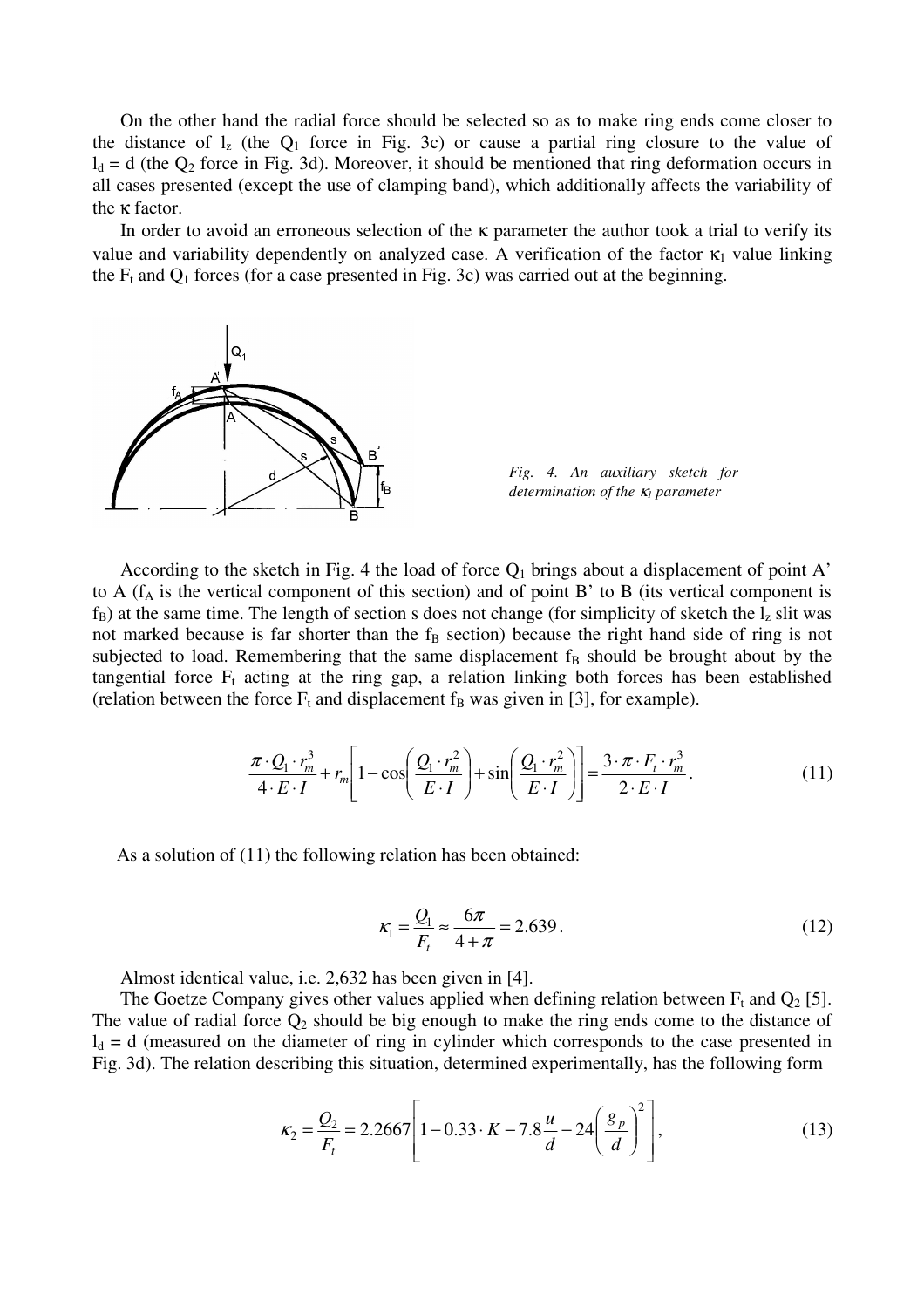On the other hand the radial force should be selected so as to make ring ends come closer to the distance of $l_z$ (the $Q_1$ force in Fig. 3c) or cause a partial ring closure to the value of $l_d = d$ (the $Q_2$ force in Fig. 3d). Moreover, it should be mentioned that ring deformation occurs in all cases presented (except the use of clamping band), which additionally affects the variability of the $\kappa$ factor.

In order to avoid an erroneous selection of the $\kappa$ parameter the author took a trial to verify its value and variability dependently on analyzed case. A verification of the factor $\kappa_1$ value linking the $F_t$ and $Q_1$ forces (for a case presented in Fig. 3c) was carried out at the beginning.

*Fig. 4. An auxiliary sketch for determination of the $\kappa_1$ parameter*

According to the sketch in Fig. 4 the load of force $Q_1$ brings about a displacement of point A' to A ($f_A$ is the vertical component of this section) and of point B' to B (its vertical component is $f_B$) at the same time. The length of section s does not change (for simplicity of sketch the $l_z$ slit was not marked because is far shorter than the $f_B$ section) because the right hand side of ring is not subjected to load. Remembering that the same displacement $f_B$ should be brought about by the tangential force $F_t$ acting at the ring gap, a relation linking both forces has been established (relation between the force $F_t$ and displacement $f_B$ was given in [3], for example).

$$\frac{\pi \cdot Q_1 \cdot r_m^3}{4 \cdot E \cdot I} + r_m \left[ 1 - \cos\left( \frac{Q_1 \cdot r_m^2}{E \cdot I} \right) + \sin\left( \frac{Q_1 \cdot r_m^2}{E \cdot I} \right) \right] = \frac{3 \cdot \pi \cdot F_t \cdot r_m^3}{2 \cdot E \cdot I}. \tag{11}$$

As a solution of (11) the following relation has been obtained:

$$\kappa_1 = \frac{Q_1}{F_t} \approx \frac{6\pi}{4+\pi} = 2.639. \tag{12}$$

Almost identical value, i.e. 2,632 has been given in [4].

The Goetze Company gives other values applied when defining relation between $F_t$ and $Q_2$ [5]. The value of radial force $Q_2$ should be big enough to make the ring ends come to the distance of $l_d = d$ (measured on the diameter of ring in cylinder which corresponds to the case presented in Fig. 3d). The relation describing this situation, determined experimentally, has the following form

$$\kappa_2 = \frac{Q_2}{F_t} = 2.2667 \left[ 1 - 0.33 \cdot K - 7.8 \frac{u}{d} - 24 \left( \frac{g_p}{d} \right)^2 \right], \tag{13}$$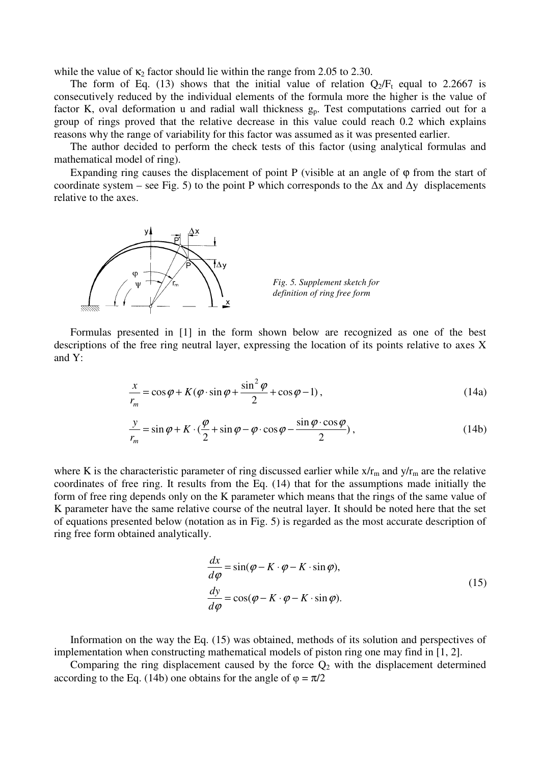while the value of $\kappa_2$ factor should lie within the range from 2.05 to 2.30.

The form of Eq. (13) shows that the initial value of relation $Q_2/F_t$ equal to 2.2667 is consecutively reduced by the individual elements of the formula more the higher is the value of factor K, oval deformation u and radial wall thickness $g_p$. Test computations carried out for a group of rings proved that the relative decrease in this value could reach 0.2 which explains reasons why the range of variability for this factor was assumed as it was presented earlier.

The author decided to perform the check tests of this factor (using analytical formulas and mathematical model of ring).

Expanding ring causes the displacement of point P (visible at an angle of φ from the start of coordinate system – see Fig. 5) to the point P which corresponds to the Δx and Δy displacements relative to the axes.

*Fig. 5. Supplement sketch for definition of ring free form*

Formulas presented in [1] in the form shown below are recognized as one of the best descriptions of the free ring neutral layer, expressing the location of its points relative to axes X and Y:

$$\frac{x}{r_m} = \cos\varphi + K(\varphi \cdot \sin\varphi + \frac{\sin^2\varphi}{2} + \cos\varphi - 1)\,, \tag{14a}$$

$$\frac{y}{r_m} = \sin\varphi + K \cdot (\frac{\varphi}{2} + \sin\varphi - \varphi \cdot \cos\varphi - \frac{\sin\varphi \cdot \cos\varphi}{2})\,, \tag{14b}$$

where K is the characteristic parameter of ring discussed earlier while $x/r_m$ and $y/r_m$ are the relative coordinates of free ring. It results from the Eq. (14) that for the assumptions made initially the form of free ring depends only on the K parameter which means that the rings of the same value of K parameter have the same relative course of the neutral layer. It should be noted here that the set of equations presented below (notation as in Fig. 5) is regarded as the most accurate description of ring free form obtained analytically.

$$\begin{aligned} \frac{dx}{d\varphi} &= \sin(\varphi - K \cdot \varphi - K \cdot \sin\varphi), \\ \frac{dy}{d\varphi} &= \cos(\varphi - K \cdot \varphi - K \cdot \sin\varphi). \end{aligned} \tag{15}$$

Information on the way the Eq. (15) was obtained, methods of its solution and perspectives of implementation when constructing mathematical models of piston ring one may find in [1, 2].

Comparing the ring displacement caused by the force $Q_2$ with the displacement determined according to the Eq. (14b) one obtains for the angle of $\varphi = \pi/2$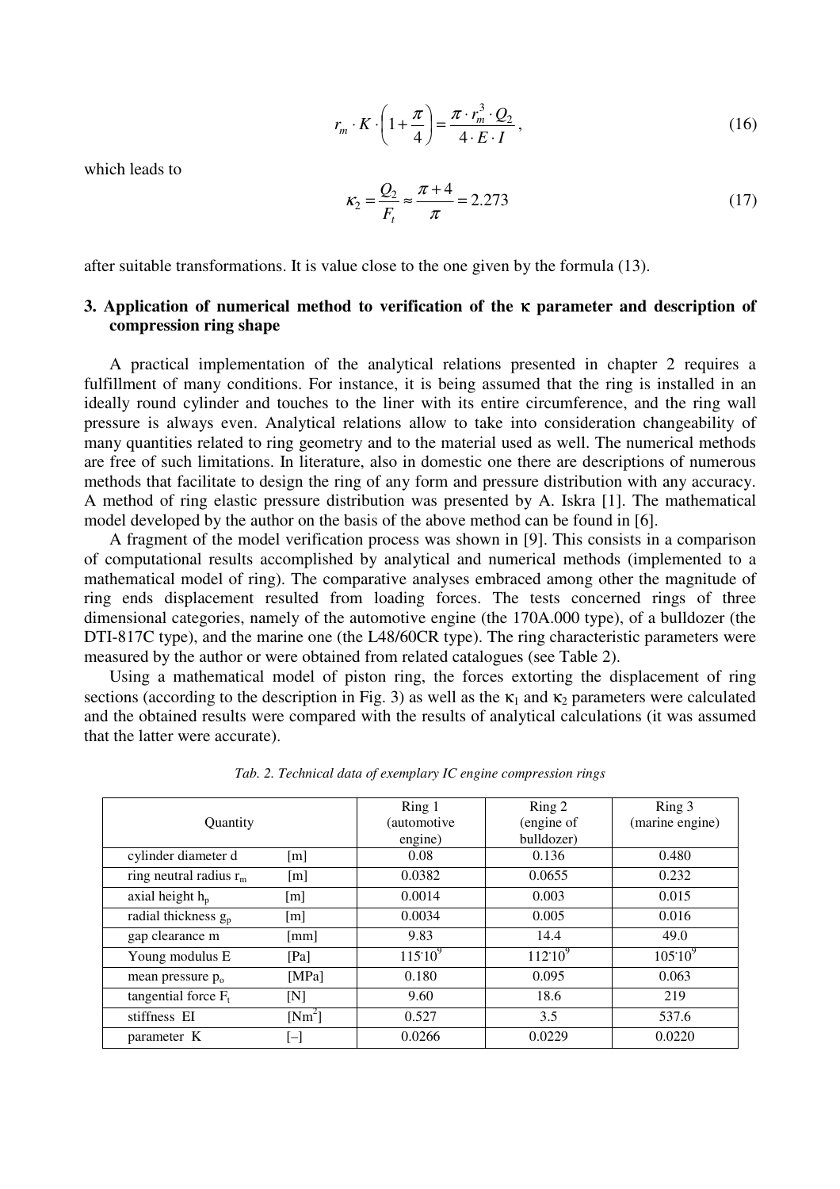$$r_m \cdot K \cdot \left(1 + \frac{\pi}{4}\right) = \frac{\pi \cdot r_m^3 \cdot Q_2}{4 \cdot E \cdot I}, \tag{16}$$

which leads to

$$\kappa_2 = \frac{Q_2}{F_t} \approx \frac{\pi + 4}{\pi} = 2.273 \tag{17}$$

after suitable transformations. It is value close to the one given by the formula (13).

## 3. Application of numerical method to verification of the κ parameter and description of compression ring shape

A practical implementation of the analytical relations presented in chapter 2 requires a fulfillment of many conditions. For instance, it is being assumed that the ring is installed in an ideally round cylinder and touches to the liner with its entire circumference, and the ring wall pressure is always even. Analytical relations allow to take into consideration changeability of many quantities related to ring geometry and to the material used as well. The numerical methods are free of such limitations. In literature, also in domestic one there are descriptions of numerous methods that facilitate to design the ring of any form and pressure distribution with any accuracy. A method of ring elastic pressure distribution was presented by A. Iskra [1]. The mathematical model developed by the author on the basis of the above method can be found in [6].

A fragment of the model verification process was shown in [9]. This consists in a comparison of computational results accomplished by analytical and numerical methods (implemented to a mathematical model of ring). The comparative analyses embraced among other the magnitude of ring ends displacement resulted from loading forces. The tests concerned rings of three dimensional categories, namely of the automotive engine (the 170A.000 type), of a bulldozer (the DTI-817C type), and the marine one (the L48/60CR type). The ring characteristic parameters were measured by the author or were obtained from related catalogues (see Table 2).

Using a mathematical model of piston ring, the forces extorting the displacement of ring sections (according to the description in Fig. 3) as well as the $\kappa_1$ and $\kappa_2$ parameters were calculated and the obtained results were compared with the results of analytical calculations (it was assumed that the latter were accurate).

*Tab. 2. Technical data of exemplary IC engine compression rings*

| Quantity | | Ring 1 (automotive engine) | Ring 2 (engine of bulldozer) | Ring 3 (marine engine) |
|---|---|---|---|---|
| cylinder diameter d | [m] | 0.08 | 0.136 | 0.480 |
| ring neutral radius $r_m$ | [m] | 0.0382 | 0.0655 | 0.232 |
| axial height $h_p$ | [m] | 0.0014 | 0.003 | 0.015 |
| radial thickness $g_p$ | [m] | 0.0034 | 0.005 | 0.016 |
| gap clearance m | [mm] | 9.83 | 14.4 | 49.0 |
| Young modulus E | [Pa] | $115 \cdot 10^9$ | $112 \cdot 10^9$ | $105 \cdot 10^9$ |
| mean pressure $p_o$ | [MPa] | 0.180 | 0.095 | 0.063 |
| tangential force $F_t$ | [N] | 9.60 | 18.6 | 219 |
| stiffness EI | [Nm$^2$] | 0.527 | 3.5 | 537.6 |
| parameter K | [–] | 0.0266 | 0.0229 | 0.0220 |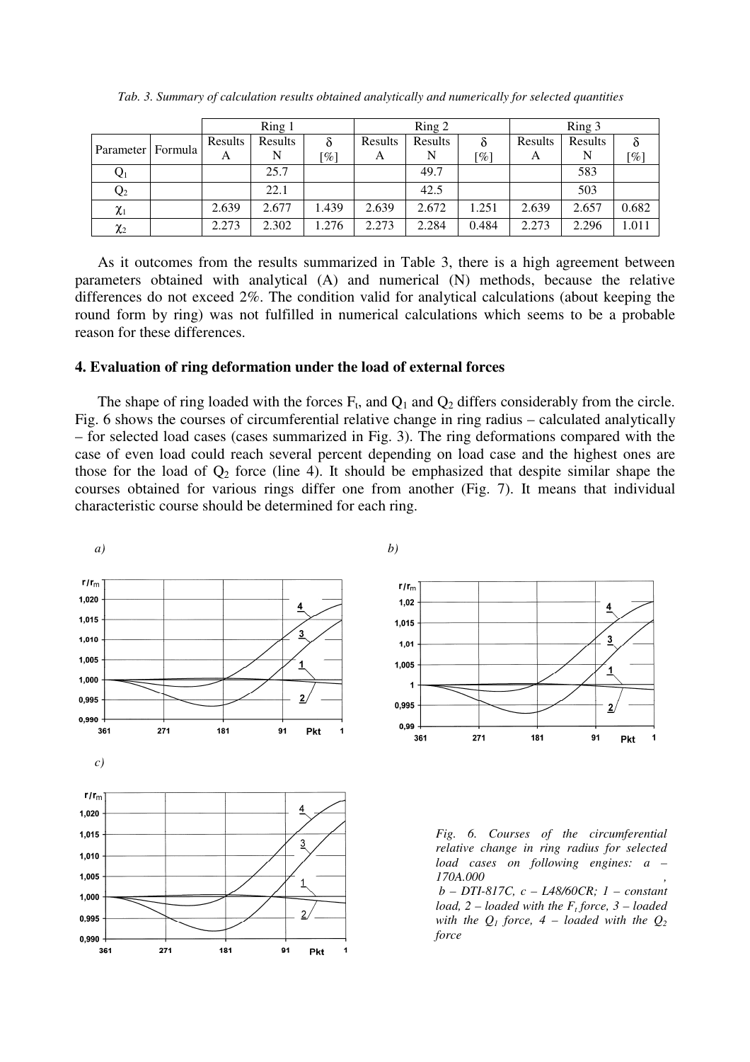*Tab. 3. Summary of calculation results obtained analytically and numerically for selected quantities*

| Parameter | Formula | Ring 1 | | | Ring 2 | | | Ring 3 | | |
|---|---|---|---|---|---|---|---|---|---|---|
| | | Results A | Results N | δ [%] | Results A | Results N | δ [%] | Results A | Results N | δ [%] |
| $Q_1$ | | | 25.7 | | | 49.7 | | | 583 | |
| $Q_2$ | | | 22.1 | | | 42.5 | | | 503 | |
| $\chi_1$ | | 2.639 | 2.677 | 1.439 | 2.639 | 2.672 | 1.251 | 2.639 | 2.657 | 0.682 |
| $\chi_2$ | | 2.273 | 2.302 | 1.276 | 2.273 | 2.284 | 0.484 | 2.273 | 2.296 | 1.011 |

As it outcomes from the results summarized in Table 3, there is a high agreement between parameters obtained with analytical (A) and numerical (N) methods, because the relative differences do not exceed 2%. The condition valid for analytical calculations (about keeping the round form by ring) was not fulfilled in numerical calculations which seems to be a probable reason for these differences.

## 4. Evaluation of ring deformation under the load of external forces

The shape of ring loaded with the forces $F_t$, and $Q_1$ and $Q_2$ differs considerably from the circle. Fig. 6 shows the courses of circumferential relative change in ring radius – calculated analytically – for selected load cases (cases summarized in Fig. 3). The ring deformations compared with the case of even load could reach several percent depending on load case and the highest ones are those for the load of $Q_2$ force (line 4). It should be emphasized that despite similar shape the courses obtained for various rings differ one from another (Fig. 7). It means that individual characteristic course should be determined for each ring.

*Fig. 6. Courses of the circumferential relative change in ring radius for selected load cases on following engines: a – 170A.000, b – DTI-817C, c – L48/60CR; 1 – constant load, 2 – loaded with the $F_t$ force, 3 – loaded with the $Q_1$ force, 4 – loaded with the $Q_2$ force*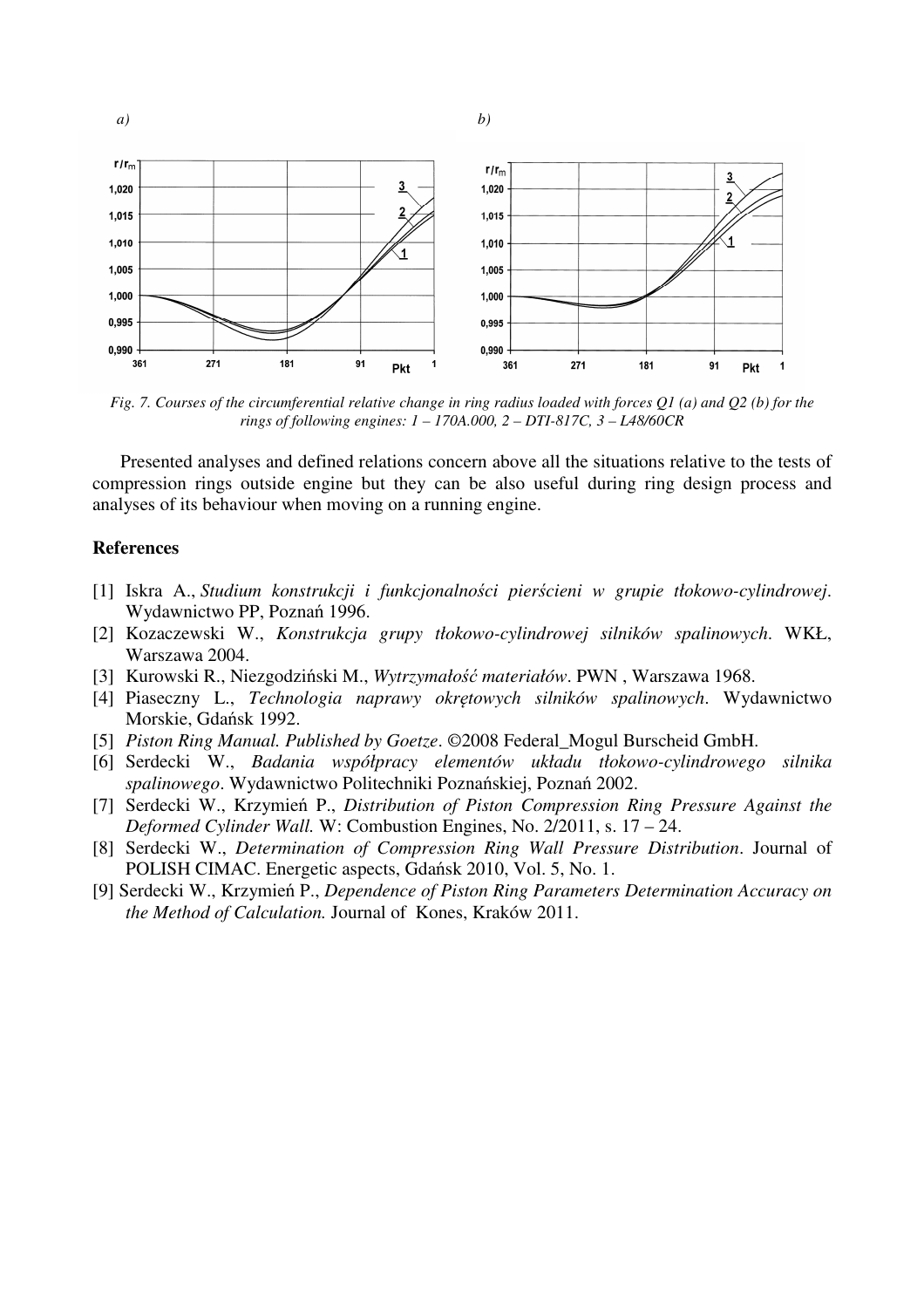a)

b)

r/r_m

1,020

1,015

1,010

1,005

1,000

0,995

0,990

361 271 181 91 Pkt 1

3

2

1

*Fig. 7. Courses of the circumferential relative change in ring radius loaded with forces Q1 (a) and Q2 (b) for the rings of following engines: 1 – 170A.000, 2 – DTI-817C, 3 – L48/60CR*

Presented analyses and defined relations concern above all the situations relative to the tests of compression rings outside engine but they can be also useful during ring design process and analyses of its behaviour when moving on a running engine.

## References

[1] Iskra A., *Studium konstrukcji i funkcjonalności pierścieni w grupie tłokowo-cylindrowej*. Wydawnictwo PP, Poznań 1996.

[2] Kozaczewski W., *Konstrukcja grupy tłokowo-cylindrowej silników spalinowych*. WKŁ, Warszawa 2004.

[3] Kurowski R., Niezgodziński M., *Wytrzymałość materiałów*. PWN , Warszawa 1968.

[4] Piaseczny L., *Technologia naprawy okrętowych silników spalinowych*. Wydawnictwo Morskie, Gdańsk 1992.

[5] *Piston Ring Manual. Published by Goetze*. ©2008 Federal_Mogul Burscheid GmbH.

[6] Serdecki W., *Badania współpracy elementów układu tłokowo-cylindrowego silnika spalinowego*. Wydawnictwo Politechniki Poznańskiej, Poznań 2002.

[7] Serdecki W., Krzymień P., *Distribution of Piston Compression Ring Pressure Against the Deformed Cylinder Wall.* W: Combustion Engines, No. 2/2011, s. 17 – 24.

[8] Serdecki W., *Determination of Compression Ring Wall Pressure Distribution*. Journal of POLISH CIMAC. Energetic aspects, Gdańsk 2010, Vol. 5, No. 1.

[9] Serdecki W., Krzymień P., *Dependence of Piston Ring Parameters Determination Accuracy on the Method of Calculation.* Journal of Kones, Kraków 2011.